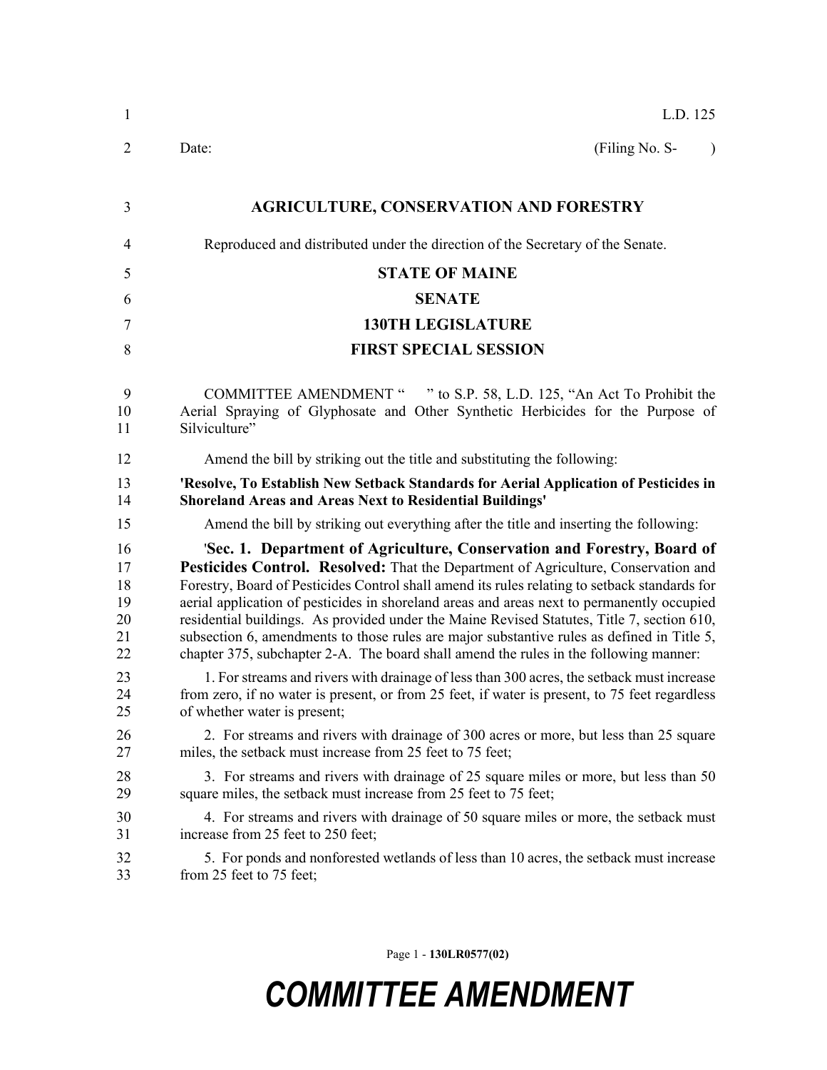L.D. 125

Date: (Filing No. S- )

## AGRICULTURE, CONSERVATION AND FORESTRY

Reproduced and distributed under the direction of the Secretary of the Senate.

## STATE OF MAINE

## SENATE

## 130TH LEGISLATURE

## FIRST SPECIAL SESSION

COMMITTEE AMENDMENT " " to S.P. 58, L.D. 125, "An Act To Prohibit the Aerial Spraying of Glyphosate and Other Synthetic Herbicides for the Purpose of Silviculture"

Amend the bill by striking out the title and substituting the following:

**'Resolve, To Establish New Setback Standards for Aerial Application of Pesticides in Shoreland Areas and Areas Next to Residential Buildings'**

Amend the bill by striking out everything after the title and inserting the following:

'**Sec. 1. Department of Agriculture, Conservation and Forestry, Board of Pesticides Control. Resolved:** That the Department of Agriculture, Conservation and Forestry, Board of Pesticides Control shall amend its rules relating to setback standards for aerial application of pesticides in shoreland areas and areas next to permanently occupied residential buildings. As provided under the Maine Revised Statutes, Title 7, section 610, subsection 6, amendments to those rules are major substantive rules as defined in Title 5, chapter 375, subchapter 2-A. The board shall amend the rules in the following manner:

1. For streams and rivers with drainage of less than 300 acres, the setback must increase from zero, if no water is present, or from 25 feet, if water is present, to 75 feet regardless of whether water is present;

2. For streams and rivers with drainage of 300 acres or more, but less than 25 square miles, the setback must increase from 25 feet to 75 feet;

3. For streams and rivers with drainage of 25 square miles or more, but less than 50 square miles, the setback must increase from 25 feet to 75 feet;

4. For streams and rivers with drainage of 50 square miles or more, the setback must increase from 25 feet to 250 feet;

5. For ponds and nonforested wetlands of less than 10 acres, the setback must increase from 25 feet to 75 feet;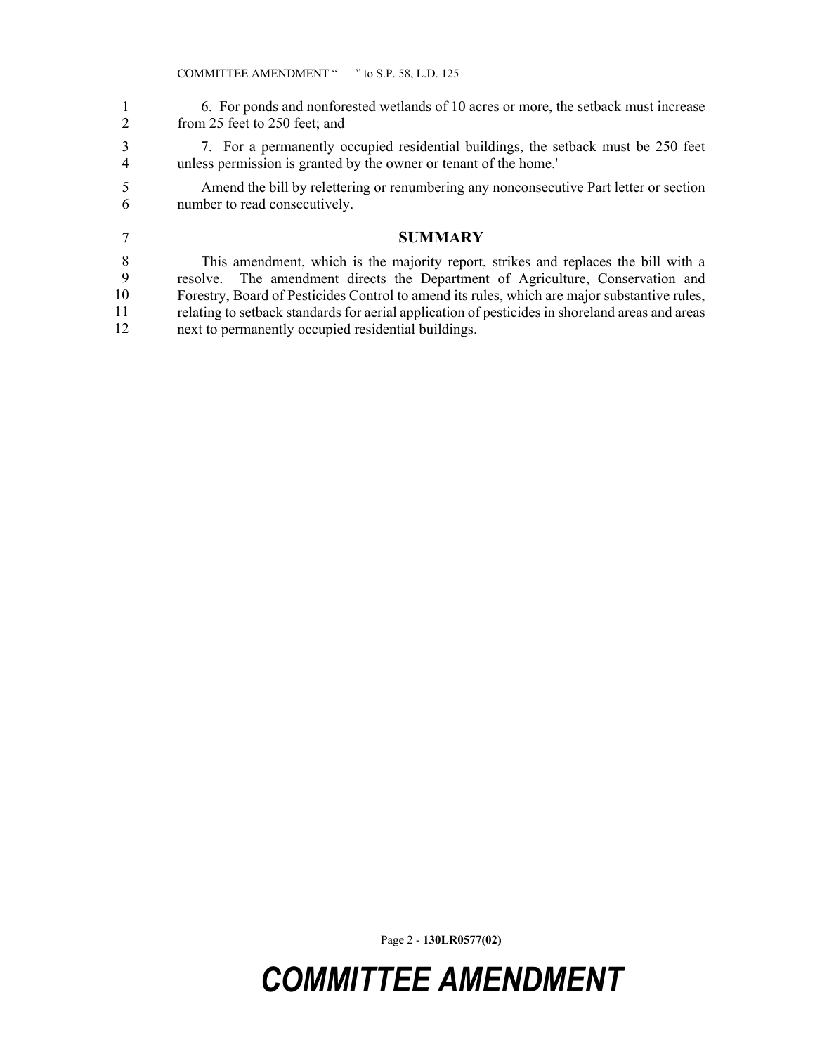6. For ponds and nonforested wetlands of 10 acres or more, the setback must increase from 25 feet to 250 feet; and

7. For a permanently occupied residential buildings, the setback must be 250 feet unless permission is granted by the owner or tenant of the home.'

Amend the bill by relettering or renumbering any nonconsecutive Part letter or section number to read consecutively.

## SUMMARY

This amendment, which is the majority report, strikes and replaces the bill with a resolve. The amendment directs the Department of Agriculture, Conservation and Forestry, Board of Pesticides Control to amend its rules, which are major substantive rules, relating to setback standards for aerial application of pesticides in shoreland areas and areas next to permanently occupied residential buildings.